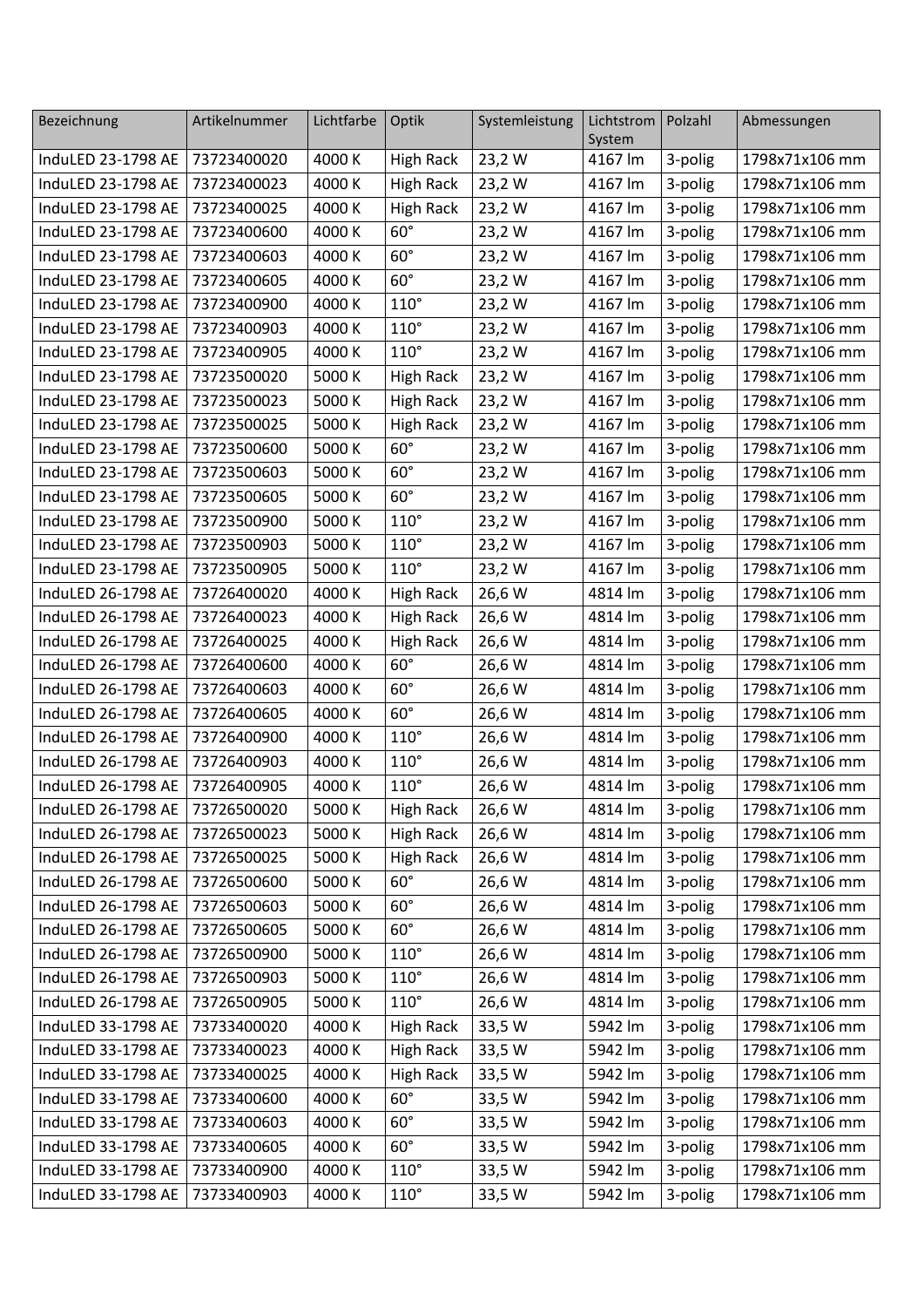| Bezeichnung | Artikelnummer | Lichtfarbe | Optik | Systemleistung | Lichtstrom System | Polzahl | Abmessungen |
|---|---|---|---|---|---|---|---|
| InduLED 23-1798 AE | 73723400020 | 4000 K | High Rack | 23,2 W | 4167 lm | 3-polig | 1798x71x106 mm |
| InduLED 23-1798 AE | 73723400023 | 4000 K | High Rack | 23,2 W | 4167 lm | 3-polig | 1798x71x106 mm |
| InduLED 23-1798 AE | 73723400025 | 4000 K | High Rack | 23,2 W | 4167 lm | 3-polig | 1798x71x106 mm |
| InduLED 23-1798 AE | 73723400600 | 4000 K | 60° | 23,2 W | 4167 lm | 3-polig | 1798x71x106 mm |
| InduLED 23-1798 AE | 73723400603 | 4000 K | 60° | 23,2 W | 4167 lm | 3-polig | 1798x71x106 mm |
| InduLED 23-1798 AE | 73723400605 | 4000 K | 60° | 23,2 W | 4167 lm | 3-polig | 1798x71x106 mm |
| InduLED 23-1798 AE | 73723400900 | 4000 K | 110° | 23,2 W | 4167 lm | 3-polig | 1798x71x106 mm |
| InduLED 23-1798 AE | 73723400903 | 4000 K | 110° | 23,2 W | 4167 lm | 3-polig | 1798x71x106 mm |
| InduLED 23-1798 AE | 73723400905 | 4000 K | 110° | 23,2 W | 4167 lm | 3-polig | 1798x71x106 mm |
| InduLED 23-1798 AE | 73723500020 | 5000 K | High Rack | 23,2 W | 4167 lm | 3-polig | 1798x71x106 mm |
| InduLED 23-1798 AE | 73723500023 | 5000 K | High Rack | 23,2 W | 4167 lm | 3-polig | 1798x71x106 mm |
| InduLED 23-1798 AE | 73723500025 | 5000 K | High Rack | 23,2 W | 4167 lm | 3-polig | 1798x71x106 mm |
| InduLED 23-1798 AE | 73723500600 | 5000 K | 60° | 23,2 W | 4167 lm | 3-polig | 1798x71x106 mm |
| InduLED 23-1798 AE | 73723500603 | 5000 K | 60° | 23,2 W | 4167 lm | 3-polig | 1798x71x106 mm |
| InduLED 23-1798 AE | 73723500605 | 5000 K | 60° | 23,2 W | 4167 lm | 3-polig | 1798x71x106 mm |
| InduLED 23-1798 AE | 73723500900 | 5000 K | 110° | 23,2 W | 4167 lm | 3-polig | 1798x71x106 mm |
| InduLED 23-1798 AE | 73723500903 | 5000 K | 110° | 23,2 W | 4167 lm | 3-polig | 1798x71x106 mm |
| InduLED 23-1798 AE | 73723500905 | 5000 K | 110° | 23,2 W | 4167 lm | 3-polig | 1798x71x106 mm |
| InduLED 26-1798 AE | 73726400020 | 4000 K | High Rack | 26,6 W | 4814 lm | 3-polig | 1798x71x106 mm |
| InduLED 26-1798 AE | 73726400023 | 4000 K | High Rack | 26,6 W | 4814 lm | 3-polig | 1798x71x106 mm |
| InduLED 26-1798 AE | 73726400025 | 4000 K | High Rack | 26,6 W | 4814 lm | 3-polig | 1798x71x106 mm |
| InduLED 26-1798 AE | 73726400600 | 4000 K | 60° | 26,6 W | 4814 lm | 3-polig | 1798x71x106 mm |
| InduLED 26-1798 AE | 73726400603 | 4000 K | 60° | 26,6 W | 4814 lm | 3-polig | 1798x71x106 mm |
| InduLED 26-1798 AE | 73726400605 | 4000 K | 60° | 26,6 W | 4814 lm | 3-polig | 1798x71x106 mm |
| InduLED 26-1798 AE | 73726400900 | 4000 K | 110° | 26,6 W | 4814 lm | 3-polig | 1798x71x106 mm |
| InduLED 26-1798 AE | 73726400903 | 4000 K | 110° | 26,6 W | 4814 lm | 3-polig | 1798x71x106 mm |
| InduLED 26-1798 AE | 73726400905 | 4000 K | 110° | 26,6 W | 4814 lm | 3-polig | 1798x71x106 mm |
| InduLED 26-1798 AE | 73726500020 | 5000 K | High Rack | 26,6 W | 4814 lm | 3-polig | 1798x71x106 mm |
| InduLED 26-1798 AE | 73726500023 | 5000 K | High Rack | 26,6 W | 4814 lm | 3-polig | 1798x71x106 mm |
| InduLED 26-1798 AE | 73726500025 | 5000 K | High Rack | 26,6 W | 4814 lm | 3-polig | 1798x71x106 mm |
| InduLED 26-1798 AE | 73726500600 | 5000 K | 60° | 26,6 W | 4814 lm | 3-polig | 1798x71x106 mm |
| InduLED 26-1798 AE | 73726500603 | 5000 K | 60° | 26,6 W | 4814 lm | 3-polig | 1798x71x106 mm |
| InduLED 26-1798 AE | 73726500605 | 5000 K | 60° | 26,6 W | 4814 lm | 3-polig | 1798x71x106 mm |
| InduLED 26-1798 AE | 73726500900 | 5000 K | 110° | 26,6 W | 4814 lm | 3-polig | 1798x71x106 mm |
| InduLED 26-1798 AE | 73726500903 | 5000 K | 110° | 26,6 W | 4814 lm | 3-polig | 1798x71x106 mm |
| InduLED 26-1798 AE | 73726500905 | 5000 K | 110° | 26,6 W | 4814 lm | 3-polig | 1798x71x106 mm |
| InduLED 33-1798 AE | 73733400020 | 4000 K | High Rack | 33,5 W | 5942 lm | 3-polig | 1798x71x106 mm |
| InduLED 33-1798 AE | 73733400023 | 4000 K | High Rack | 33,5 W | 5942 lm | 3-polig | 1798x71x106 mm |
| InduLED 33-1798 AE | 73733400025 | 4000 K | High Rack | 33,5 W | 5942 lm | 3-polig | 1798x71x106 mm |
| InduLED 33-1798 AE | 73733400600 | 4000 K | 60° | 33,5 W | 5942 lm | 3-polig | 1798x71x106 mm |
| InduLED 33-1798 AE | 73733400603 | 4000 K | 60° | 33,5 W | 5942 lm | 3-polig | 1798x71x106 mm |
| InduLED 33-1798 AE | 73733400605 | 4000 K | 60° | 33,5 W | 5942 lm | 3-polig | 1798x71x106 mm |
| InduLED 33-1798 AE | 73733400900 | 4000 K | 110° | 33,5 W | 5942 lm | 3-polig | 1798x71x106 mm |
| InduLED 33-1798 AE | 73733400903 | 4000 K | 110° | 33,5 W | 5942 lm | 3-polig | 1798x71x106 mm |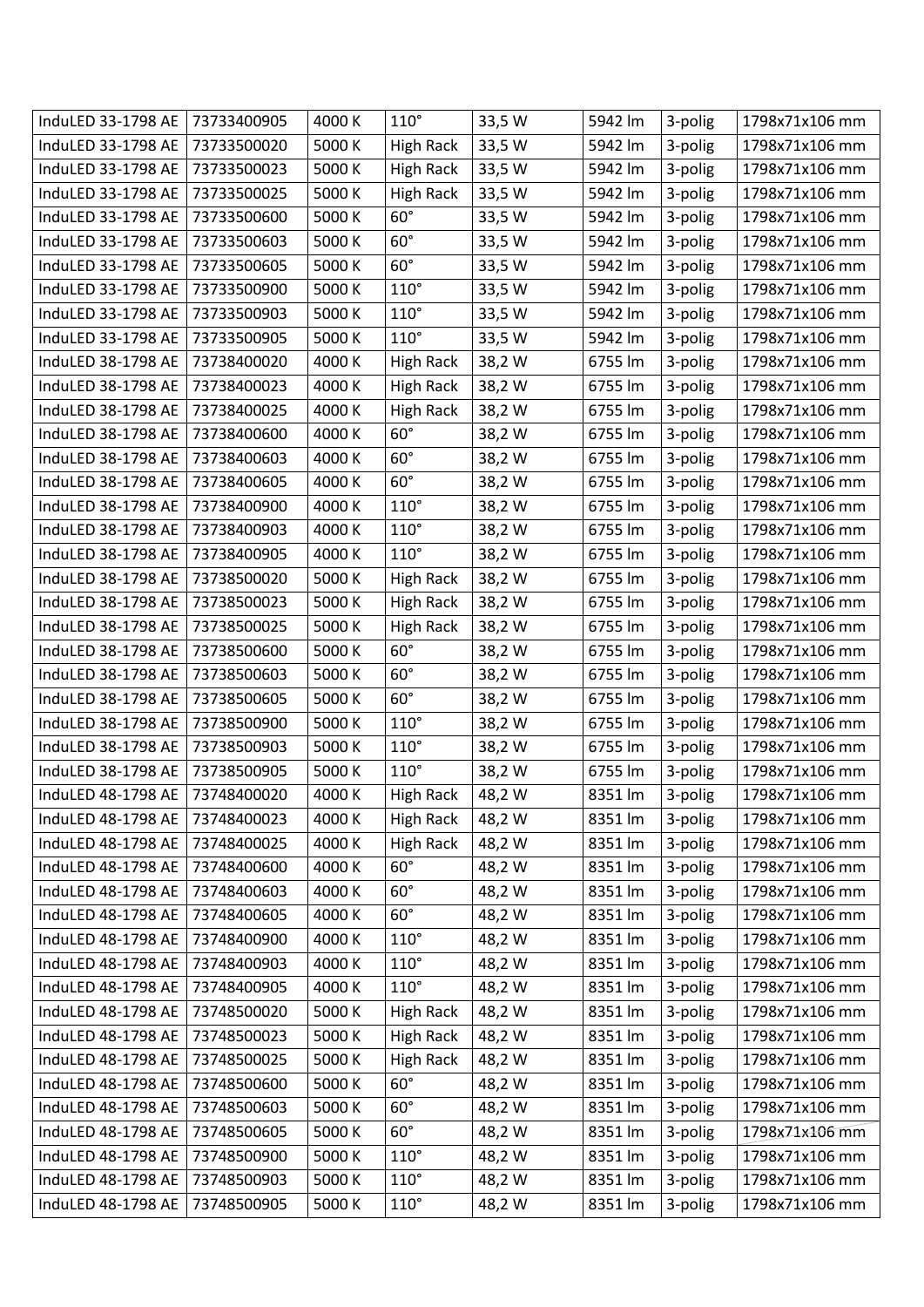| InduLED 33-1798 AE | 73733400905 | 4000 K | 110° | 33,5 W | 5942 lm | 3-polig | 1798x71x106 mm |
|---|---|---|---|---|---|---|---|
| InduLED 33-1798 AE | 73733500020 | 5000 K | High Rack | 33,5 W | 5942 lm | 3-polig | 1798x71x106 mm |
| InduLED 33-1798 AE | 73733500023 | 5000 K | High Rack | 33,5 W | 5942 lm | 3-polig | 1798x71x106 mm |
| InduLED 33-1798 AE | 73733500025 | 5000 K | High Rack | 33,5 W | 5942 lm | 3-polig | 1798x71x106 mm |
| InduLED 33-1798 AE | 73733500600 | 5000 K | 60° | 33,5 W | 5942 lm | 3-polig | 1798x71x106 mm |
| InduLED 33-1798 AE | 73733500603 | 5000 K | 60° | 33,5 W | 5942 lm | 3-polig | 1798x71x106 mm |
| InduLED 33-1798 AE | 73733500605 | 5000 K | 60° | 33,5 W | 5942 lm | 3-polig | 1798x71x106 mm |
| InduLED 33-1798 AE | 73733500900 | 5000 K | 110° | 33,5 W | 5942 lm | 3-polig | 1798x71x106 mm |
| InduLED 33-1798 AE | 73733500903 | 5000 K | 110° | 33,5 W | 5942 lm | 3-polig | 1798x71x106 mm |
| InduLED 33-1798 AE | 73733500905 | 5000 K | 110° | 33,5 W | 5942 lm | 3-polig | 1798x71x106 mm |
| InduLED 38-1798 AE | 73738400020 | 4000 K | High Rack | 38,2 W | 6755 lm | 3-polig | 1798x71x106 mm |
| InduLED 38-1798 AE | 73738400023 | 4000 K | High Rack | 38,2 W | 6755 lm | 3-polig | 1798x71x106 mm |
| InduLED 38-1798 AE | 73738400025 | 4000 K | High Rack | 38,2 W | 6755 lm | 3-polig | 1798x71x106 mm |
| InduLED 38-1798 AE | 73738400600 | 4000 K | 60° | 38,2 W | 6755 lm | 3-polig | 1798x71x106 mm |
| InduLED 38-1798 AE | 73738400603 | 4000 K | 60° | 38,2 W | 6755 lm | 3-polig | 1798x71x106 mm |
| InduLED 38-1798 AE | 73738400605 | 4000 K | 60° | 38,2 W | 6755 lm | 3-polig | 1798x71x106 mm |
| InduLED 38-1798 AE | 73738400900 | 4000 K | 110° | 38,2 W | 6755 lm | 3-polig | 1798x71x106 mm |
| InduLED 38-1798 AE | 73738400903 | 4000 K | 110° | 38,2 W | 6755 lm | 3-polig | 1798x71x106 mm |
| InduLED 38-1798 AE | 73738400905 | 4000 K | 110° | 38,2 W | 6755 lm | 3-polig | 1798x71x106 mm |
| InduLED 38-1798 AE | 73738500020 | 5000 K | High Rack | 38,2 W | 6755 lm | 3-polig | 1798x71x106 mm |
| InduLED 38-1798 AE | 73738500023 | 5000 K | High Rack | 38,2 W | 6755 lm | 3-polig | 1798x71x106 mm |
| InduLED 38-1798 AE | 73738500025 | 5000 K | High Rack | 38,2 W | 6755 lm | 3-polig | 1798x71x106 mm |
| InduLED 38-1798 AE | 73738500600 | 5000 K | 60° | 38,2 W | 6755 lm | 3-polig | 1798x71x106 mm |
| InduLED 38-1798 AE | 73738500603 | 5000 K | 60° | 38,2 W | 6755 lm | 3-polig | 1798x71x106 mm |
| InduLED 38-1798 AE | 73738500605 | 5000 K | 60° | 38,2 W | 6755 lm | 3-polig | 1798x71x106 mm |
| InduLED 38-1798 AE | 73738500900 | 5000 K | 110° | 38,2 W | 6755 lm | 3-polig | 1798x71x106 mm |
| InduLED 38-1798 AE | 73738500903 | 5000 K | 110° | 38,2 W | 6755 lm | 3-polig | 1798x71x106 mm |
| InduLED 38-1798 AE | 73738500905 | 5000 K | 110° | 38,2 W | 6755 lm | 3-polig | 1798x71x106 mm |
| InduLED 48-1798 AE | 73748400020 | 4000 K | High Rack | 48,2 W | 8351 lm | 3-polig | 1798x71x106 mm |
| InduLED 48-1798 AE | 73748400023 | 4000 K | High Rack | 48,2 W | 8351 lm | 3-polig | 1798x71x106 mm |
| InduLED 48-1798 AE | 73748400025 | 4000 K | High Rack | 48,2 W | 8351 lm | 3-polig | 1798x71x106 mm |
| InduLED 48-1798 AE | 73748400600 | 4000 K | 60° | 48,2 W | 8351 lm | 3-polig | 1798x71x106 mm |
| InduLED 48-1798 AE | 73748400603 | 4000 K | 60° | 48,2 W | 8351 lm | 3-polig | 1798x71x106 mm |
| InduLED 48-1798 AE | 73748400605 | 4000 K | 60° | 48,2 W | 8351 lm | 3-polig | 1798x71x106 mm |
| InduLED 48-1798 AE | 73748400900 | 4000 K | 110° | 48,2 W | 8351 lm | 3-polig | 1798x71x106 mm |
| InduLED 48-1798 AE | 73748400903 | 4000 K | 110° | 48,2 W | 8351 lm | 3-polig | 1798x71x106 mm |
| InduLED 48-1798 AE | 73748400905 | 4000 K | 110° | 48,2 W | 8351 lm | 3-polig | 1798x71x106 mm |
| InduLED 48-1798 AE | 73748500020 | 5000 K | High Rack | 48,2 W | 8351 lm | 3-polig | 1798x71x106 mm |
| InduLED 48-1798 AE | 73748500023 | 5000 K | High Rack | 48,2 W | 8351 lm | 3-polig | 1798x71x106 mm |
| InduLED 48-1798 AE | 73748500025 | 5000 K | High Rack | 48,2 W | 8351 lm | 3-polig | 1798x71x106 mm |
| InduLED 48-1798 AE | 73748500600 | 5000 K | 60° | 48,2 W | 8351 lm | 3-polig | 1798x71x106 mm |
| InduLED 48-1798 AE | 73748500603 | 5000 K | 60° | 48,2 W | 8351 lm | 3-polig | 1798x71x106 mm |
| InduLED 48-1798 AE | 73748500605 | 5000 K | 60° | 48,2 W | 8351 lm | 3-polig | 1798x71x106 mm |
| InduLED 48-1798 AE | 73748500900 | 5000 K | 110° | 48,2 W | 8351 lm | 3-polig | 1798x71x106 mm |
| InduLED 48-1798 AE | 73748500903 | 5000 K | 110° | 48,2 W | 8351 lm | 3-polig | 1798x71x106 mm |
| InduLED 48-1798 AE | 73748500905 | 5000 K | 110° | 48,2 W | 8351 lm | 3-polig | 1798x71x106 mm |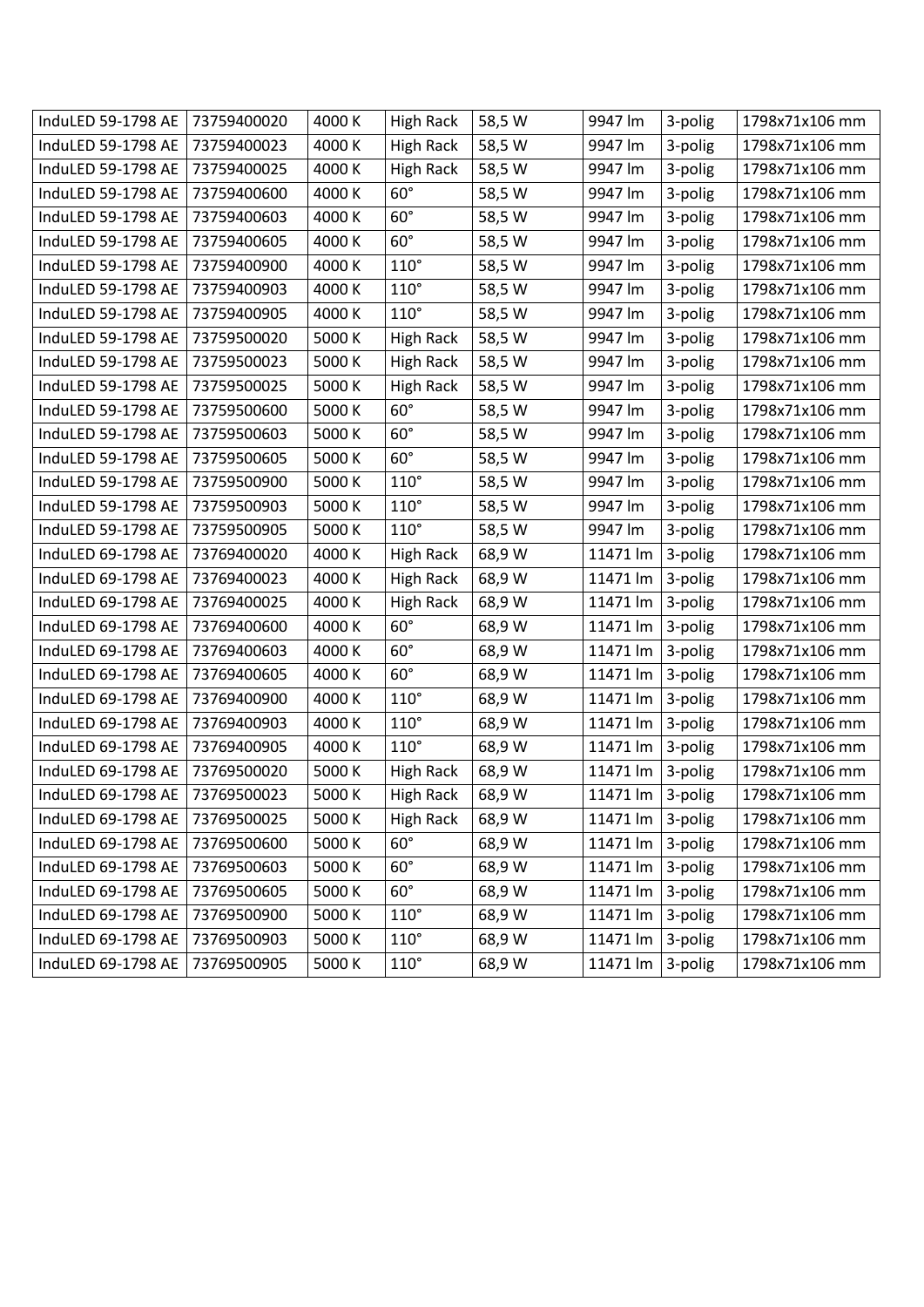| | | | | | | | |
|---|---|---|---|---|---|---|---|
| InduLED 59-1798 AE | 73759400020 | 4000 K | High Rack | 58,5 W | 9947 lm | 3-polig | 1798x71x106 mm |
| InduLED 59-1798 AE | 73759400023 | 4000 K | High Rack | 58,5 W | 9947 lm | 3-polig | 1798x71x106 mm |
| InduLED 59-1798 AE | 73759400025 | 4000 K | High Rack | 58,5 W | 9947 lm | 3-polig | 1798x71x106 mm |
| InduLED 59-1798 AE | 73759400600 | 4000 K | 60° | 58,5 W | 9947 lm | 3-polig | 1798x71x106 mm |
| InduLED 59-1798 AE | 73759400603 | 4000 K | 60° | 58,5 W | 9947 lm | 3-polig | 1798x71x106 mm |
| InduLED 59-1798 AE | 73759400605 | 4000 K | 60° | 58,5 W | 9947 lm | 3-polig | 1798x71x106 mm |
| InduLED 59-1798 AE | 73759400900 | 4000 K | 110° | 58,5 W | 9947 lm | 3-polig | 1798x71x106 mm |
| InduLED 59-1798 AE | 73759400903 | 4000 K | 110° | 58,5 W | 9947 lm | 3-polig | 1798x71x106 mm |
| InduLED 59-1798 AE | 73759400905 | 4000 K | 110° | 58,5 W | 9947 lm | 3-polig | 1798x71x106 mm |
| InduLED 59-1798 AE | 73759500020 | 5000 K | High Rack | 58,5 W | 9947 lm | 3-polig | 1798x71x106 mm |
| InduLED 59-1798 AE | 73759500023 | 5000 K | High Rack | 58,5 W | 9947 lm | 3-polig | 1798x71x106 mm |
| InduLED 59-1798 AE | 73759500025 | 5000 K | High Rack | 58,5 W | 9947 lm | 3-polig | 1798x71x106 mm |
| InduLED 59-1798 AE | 73759500600 | 5000 K | 60° | 58,5 W | 9947 lm | 3-polig | 1798x71x106 mm |
| InduLED 59-1798 AE | 73759500603 | 5000 K | 60° | 58,5 W | 9947 lm | 3-polig | 1798x71x106 mm |
| InduLED 59-1798 AE | 73759500605 | 5000 K | 60° | 58,5 W | 9947 lm | 3-polig | 1798x71x106 mm |
| InduLED 59-1798 AE | 73759500900 | 5000 K | 110° | 58,5 W | 9947 lm | 3-polig | 1798x71x106 mm |
| InduLED 59-1798 AE | 73759500903 | 5000 K | 110° | 58,5 W | 9947 lm | 3-polig | 1798x71x106 mm |
| InduLED 59-1798 AE | 73759500905 | 5000 K | 110° | 58,5 W | 9947 lm | 3-polig | 1798x71x106 mm |
| InduLED 69-1798 AE | 73769400020 | 4000 K | High Rack | 68,9 W | 11471 lm | 3-polig | 1798x71x106 mm |
| InduLED 69-1798 AE | 73769400023 | 4000 K | High Rack | 68,9 W | 11471 lm | 3-polig | 1798x71x106 mm |
| InduLED 69-1798 AE | 73769400025 | 4000 K | High Rack | 68,9 W | 11471 lm | 3-polig | 1798x71x106 mm |
| InduLED 69-1798 AE | 73769400600 | 4000 K | 60° | 68,9 W | 11471 lm | 3-polig | 1798x71x106 mm |
| InduLED 69-1798 AE | 73769400603 | 4000 K | 60° | 68,9 W | 11471 lm | 3-polig | 1798x71x106 mm |
| InduLED 69-1798 AE | 73769400605 | 4000 K | 60° | 68,9 W | 11471 lm | 3-polig | 1798x71x106 mm |
| InduLED 69-1798 AE | 73769400900 | 4000 K | 110° | 68,9 W | 11471 lm | 3-polig | 1798x71x106 mm |
| InduLED 69-1798 AE | 73769400903 | 4000 K | 110° | 68,9 W | 11471 lm | 3-polig | 1798x71x106 mm |
| InduLED 69-1798 AE | 73769400905 | 4000 K | 110° | 68,9 W | 11471 lm | 3-polig | 1798x71x106 mm |
| InduLED 69-1798 AE | 73769500020 | 5000 K | High Rack | 68,9 W | 11471 lm | 3-polig | 1798x71x106 mm |
| InduLED 69-1798 AE | 73769500023 | 5000 K | High Rack | 68,9 W | 11471 lm | 3-polig | 1798x71x106 mm |
| InduLED 69-1798 AE | 73769500025 | 5000 K | High Rack | 68,9 W | 11471 lm | 3-polig | 1798x71x106 mm |
| InduLED 69-1798 AE | 73769500600 | 5000 K | 60° | 68,9 W | 11471 lm | 3-polig | 1798x71x106 mm |
| InduLED 69-1798 AE | 73769500603 | 5000 K | 60° | 68,9 W | 11471 lm | 3-polig | 1798x71x106 mm |
| InduLED 69-1798 AE | 73769500605 | 5000 K | 60° | 68,9 W | 11471 lm | 3-polig | 1798x71x106 mm |
| InduLED 69-1798 AE | 73769500900 | 5000 K | 110° | 68,9 W | 11471 lm | 3-polig | 1798x71x106 mm |
| InduLED 69-1798 AE | 73769500903 | 5000 K | 110° | 68,9 W | 11471 lm | 3-polig | 1798x71x106 mm |
| InduLED 69-1798 AE | 73769500905 | 5000 K | 110° | 68,9 W | 11471 lm | 3-polig | 1798x71x106 mm |